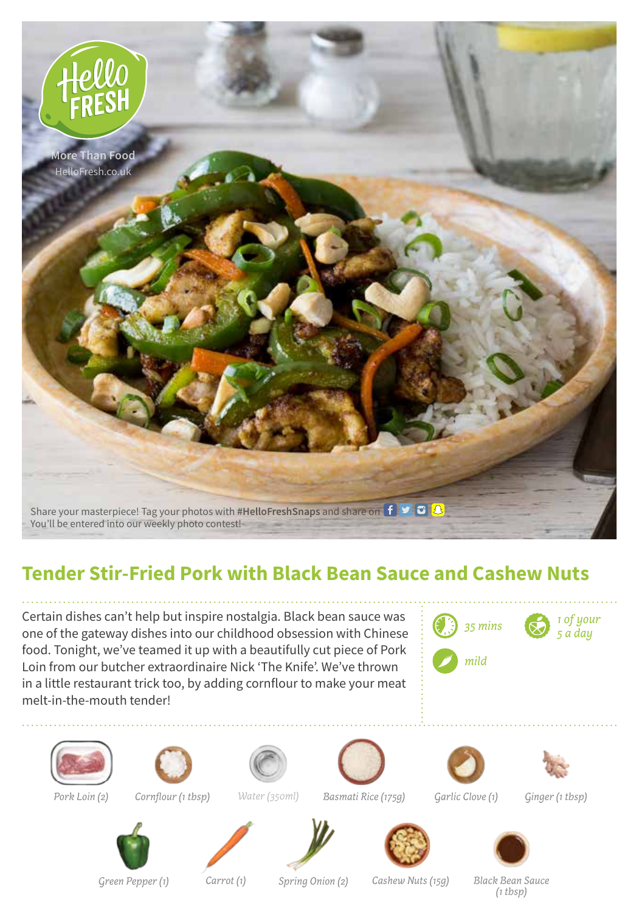More Than Food
HelloFresh.co.uk

Share your masterpiece! Tag your photos with **#HelloFreshSnaps** and share on
You'll be entered into our weekly photo contest!

# Tender Stir-Fried Pork with Black Bean Sauce and Cashew Nuts

Certain dishes can't help but inspire nostalgia. Black bean sauce was one of the gateway dishes into our childhood obsession with Chinese food. Tonight, we've teamed it up with a beautifully cut piece of Pork Loin from our butcher extraordinaire Nick 'The Knife'. We've thrown in a little restaurant trick too, by adding cornflour to make your meat melt-in-the-mouth tender!

*35 mins*

*1 of your 5 a day*

*mild*

- *Pork Loin (2)*
- *Cornflour (1 tbsp)*
- *Water (350ml)*
- *Basmati Rice (175g)*
- *Garlic Clove (1)*
- *Ginger (1 tbsp)*
- *Green Pepper (1)*
- *Carrot (1)*
- *Spring Onion (2)*
- *Cashew Nuts (15g)*
- *Black Bean Sauce (1 tbsp)*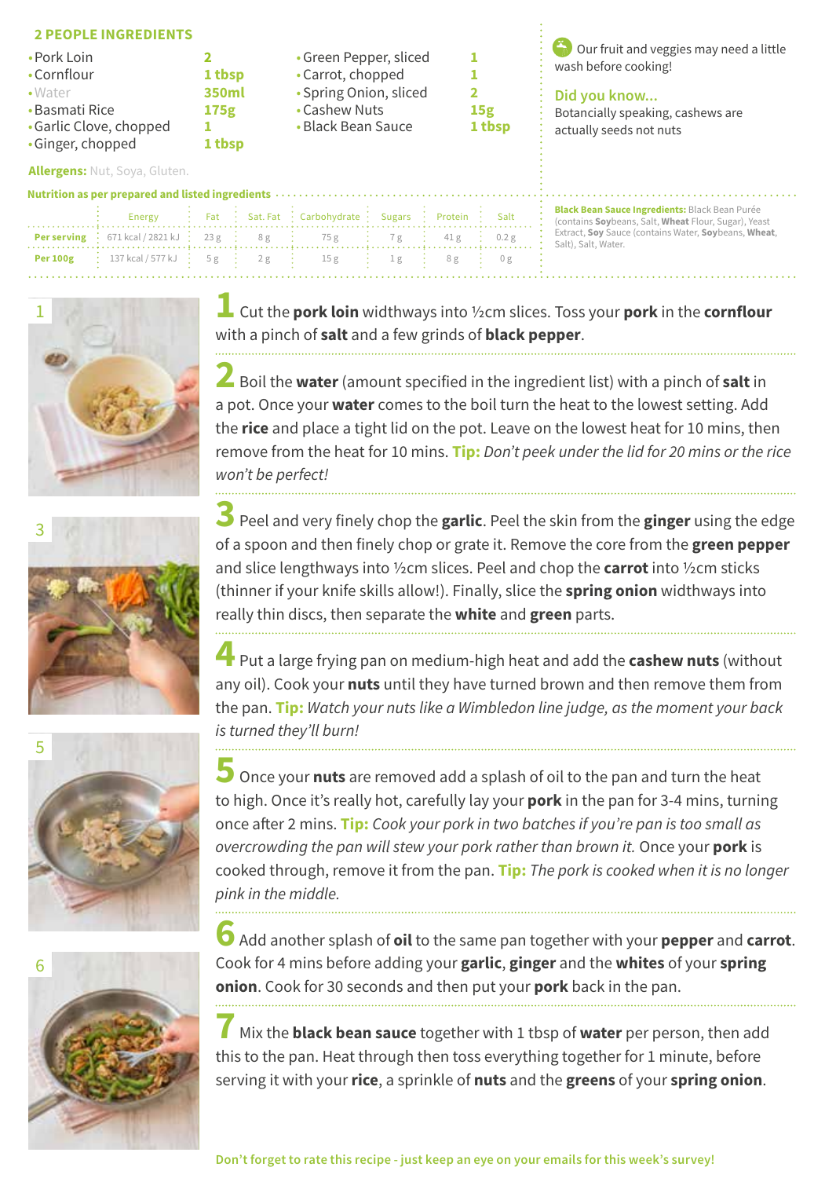## 2 PEOPLE INGREDIENTS

| | | | |
|---|---|---|---|
| Pork Loin | 2 | Green Pepper, sliced | 1 |
| Cornflour | 1 tbsp | Carrot, chopped | 1 |
| Water | 350ml | Spring Onion, sliced | 2 |
| Basmati Rice | 175g | Cashew Nuts | 15g |
| Garlic Clove, chopped | 1 | Black Bean Sauce | 1 tbsp |
| Ginger, chopped | 1 tbsp | | |

**Allergens:** Nut, Soya, Gluten.

Our fruit and veggies may need a little wash before cooking!

**Did you know...**
Botanically speaking, cashews are actually seeds not nuts

**Nutrition as per prepared and listed ingredients**

| | Energy | Fat | Sat. Fat | Carbohydrate | Sugars | Protein | Salt |
|---|---|---|---|---|---|---|---|
| Per serving | 671 kcal / 2821 kJ | 23 g | 8 g | 75 g | 7 g | 41 g | 0.2 g |
| Per 100g | 137 kcal / 577 kJ | 5 g | 2 g | 15 g | 1 g | 8 g | 0 g |

**Black Bean Sauce Ingredients:** Black Bean Purée (contains **Soy**beans, Salt, **Wheat** Flour, Sugar), Yeast Extract, **Soy** Sauce (contains Water, **Soy**beans, **Wheat**, Salt), Salt, Water.

1. Cut the **pork loin** widthways into ½cm slices. Toss your **pork** in the **cornflour** with a pinch of **salt** and a few grinds of **black pepper**.

2. Boil the **water** (amount specified in the ingredient list) with a pinch of **salt** in a pot. Once your **water** comes to the boil turn the heat to the lowest setting. Add the **rice** and place a tight lid on the pot. Leave on the lowest heat for 10 mins, then remove from the heat for 10 mins. **Tip:** *Don't peek under the lid for 20 mins or the rice won't be perfect!*

3. Peel and very finely chop the **garlic**. Peel the skin from the **ginger** using the edge of a spoon and then finely chop or grate it. Remove the core from the **green pepper** and slice lengthways into ½cm slices. Peel and chop the **carrot** into ½cm sticks (thinner if your knife skills allow!). Finally, slice the **spring onion** widthways into really thin discs, then separate the **white** and **green** parts.

4. Put a large frying pan on medium-high heat and add the **cashew nuts** (without any oil). Cook your **nuts** until they have turned brown and then remove them from the pan. **Tip:** *Watch your nuts like a Wimbledon line judge, as the moment your back is turned they'll burn!*

5. Once your **nuts** are removed add a splash of oil to the pan and turn the heat to high. Once it's really hot, carefully lay your **pork** in the pan for 3-4 mins, turning once after 2 mins. **Tip:** *Cook your pork in two batches if you're pan is too small as overcrowding the pan will stew your pork rather than brown it.* Once your **pork** is cooked through, remove it from the pan. **Tip:** *The pork is cooked when it is no longer pink in the middle.*

6. Add another splash of **oil** to the same pan together with your **pepper** and **carrot**. Cook for 4 mins before adding your **garlic**, **ginger** and the **whites** of your **spring onion**. Cook for 30 seconds and then put your **pork** back in the pan.

7. Mix the **black bean sauce** together with 1 tbsp of **water** per person, then add this to the pan. Heat through then toss everything together for 1 minute, before serving it with your **rice**, a sprinkle of **nuts** and the **greens** of your **spring onion**.

Don't forget to rate this recipe - just keep an eye on your emails for this week's survey!